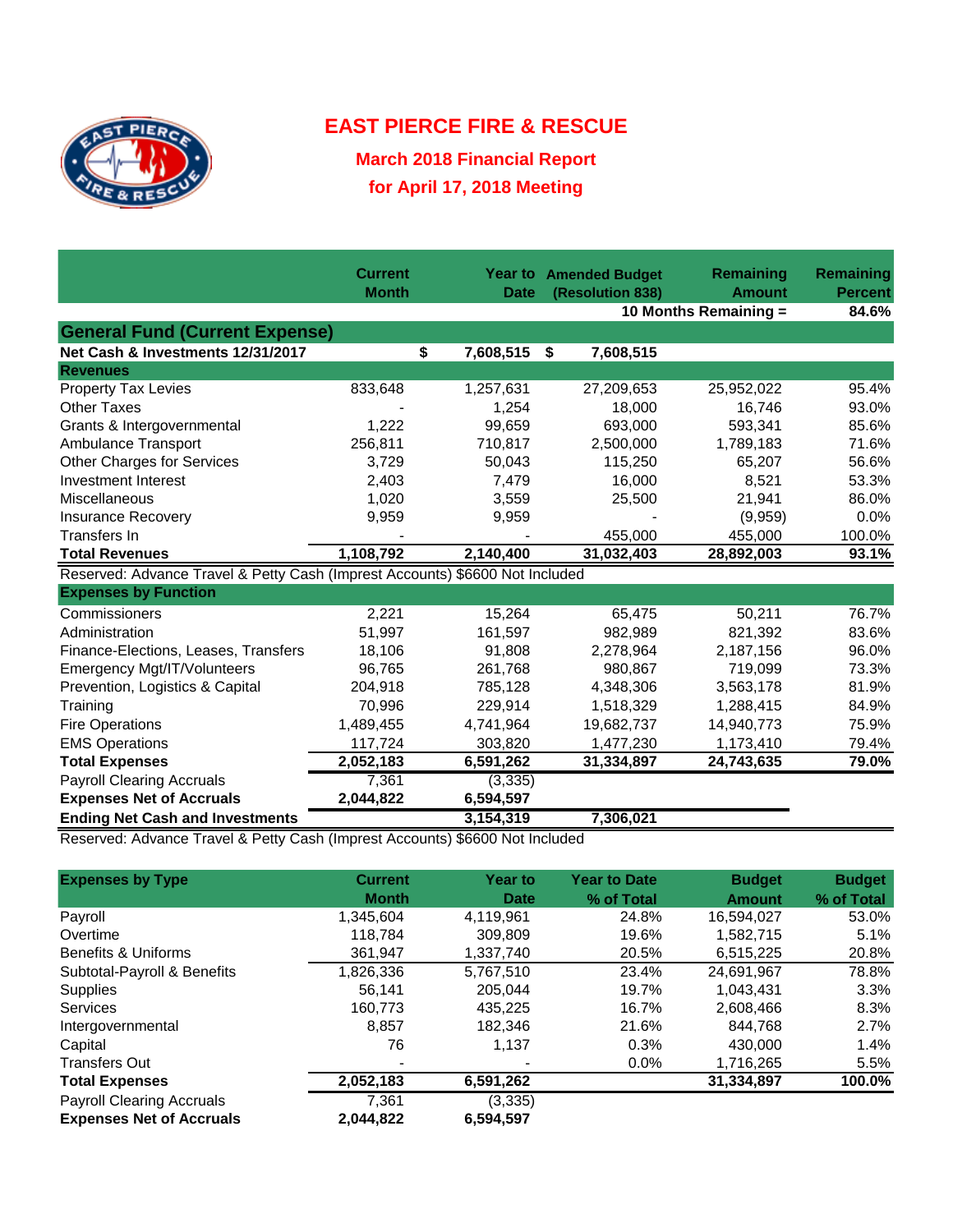# EAST PIERCE FIRE & RESCUE

## March 2018 Financial Report

## for April 17, 2018 Meeting

| | Current Month | Year to Date | Amended Budget (Resolution 838) | Remaining Amount | Remaining Percent |
|---|---|---|---|---|---|
| | | | | 10 Months Remaining = | 84.6% |
| **General Fund (Current Expense)** | | | | | |
| **Net Cash & Investments 12/31/2017** | | **$ 7,608,515** | **$ 7,608,515** | | |
| **Revenues** | | | | | |
| Property Tax Levies | 833,648 | 1,257,631 | 27,209,653 | 25,952,022 | 95.4% |
| Other Taxes | - | 1,254 | 18,000 | 16,746 | 93.0% |
| Grants & Intergovernmental | 1,222 | 99,659 | 693,000 | 593,341 | 85.6% |
| Ambulance Transport | 256,811 | 710,817 | 2,500,000 | 1,789,183 | 71.6% |
| Other Charges for Services | 3,729 | 50,043 | 115,250 | 65,207 | 56.6% |
| Investment Interest | 2,403 | 7,479 | 16,000 | 8,521 | 53.3% |
| Miscellaneous | 1,020 | 3,559 | 25,500 | 21,941 | 86.0% |
| Insurance Recovery | 9,959 | 9,959 | - | (9,959) | 0.0% |
| Transfers In | - | - | 455,000 | 455,000 | 100.0% |
| **Total Revenues** | **1,108,792** | **2,140,400** | **31,032,403** | **28,892,003** | **93.1%** |
| Reserved: Advance Travel & Petty Cash (Imprest Accounts) $6600 Not Included | | | | | |
| **Expenses by Function** | | | | | |
| Commissioners | 2,221 | 15,264 | 65,475 | 50,211 | 76.7% |
| Administration | 51,997 | 161,597 | 982,989 | 821,392 | 83.6% |
| Finance-Elections, Leases, Transfers | 18,106 | 91,808 | 2,278,964 | 2,187,156 | 96.0% |
| Emergency Mgt/IT/Volunteers | 96,765 | 261,768 | 980,867 | 719,099 | 73.3% |
| Prevention, Logistics & Capital | 204,918 | 785,128 | 4,348,306 | 3,563,178 | 81.9% |
| Training | 70,996 | 229,914 | 1,518,329 | 1,288,415 | 84.9% |
| Fire Operations | 1,489,455 | 4,741,964 | 19,682,737 | 14,940,773 | 75.9% |
| EMS Operations | 117,724 | 303,820 | 1,477,230 | 1,173,410 | 79.4% |
| **Total Expenses** | **2,052,183** | **6,591,262** | **31,334,897** | **24,743,635** | **79.0%** |
| Payroll Clearing Accruals | 7,361 | (3,335) | | | |
| **Expenses Net of Accruals** | **2,044,822** | **6,594,597** | | | |
| **Ending Net Cash and Investments** | | **3,154,319** | **7,306,021** | | |

Reserved: Advance Travel & Petty Cash (Imprest Accounts) $6600 Not Included

| Expenses by Type | Current Month | Year to Date | Year to Date % of Total | Budget Amount | Budget % of Total |
|---|---|---|---|---|---|
| Payroll | 1,345,604 | 4,119,961 | 24.8% | 16,594,027 | 53.0% |
| Overtime | 118,784 | 309,809 | 19.6% | 1,582,715 | 5.1% |
| Benefits & Uniforms | 361,947 | 1,337,740 | 20.5% | 6,515,225 | 20.8% |
| Subtotal-Payroll & Benefits | 1,826,336 | 5,767,510 | 23.4% | 24,691,967 | 78.8% |
| Supplies | 56,141 | 205,044 | 19.7% | 1,043,431 | 3.3% |
| Services | 160,773 | 435,225 | 16.7% | 2,608,466 | 8.3% |
| Intergovernmental | 8,857 | 182,346 | 21.6% | 844,768 | 2.7% |
| Capital | 76 | 1,137 | 0.3% | 430,000 | 1.4% |
| Transfers Out | - | - | 0.0% | 1,716,265 | 5.5% |
| **Total Expenses** | **2,052,183** | **6,591,262** | | **31,334,897** | **100.0%** |
| Payroll Clearing Accruals | 7,361 | (3,335) | | | |
| **Expenses Net of Accruals** | **2,044,822** | **6,594,597** | | | |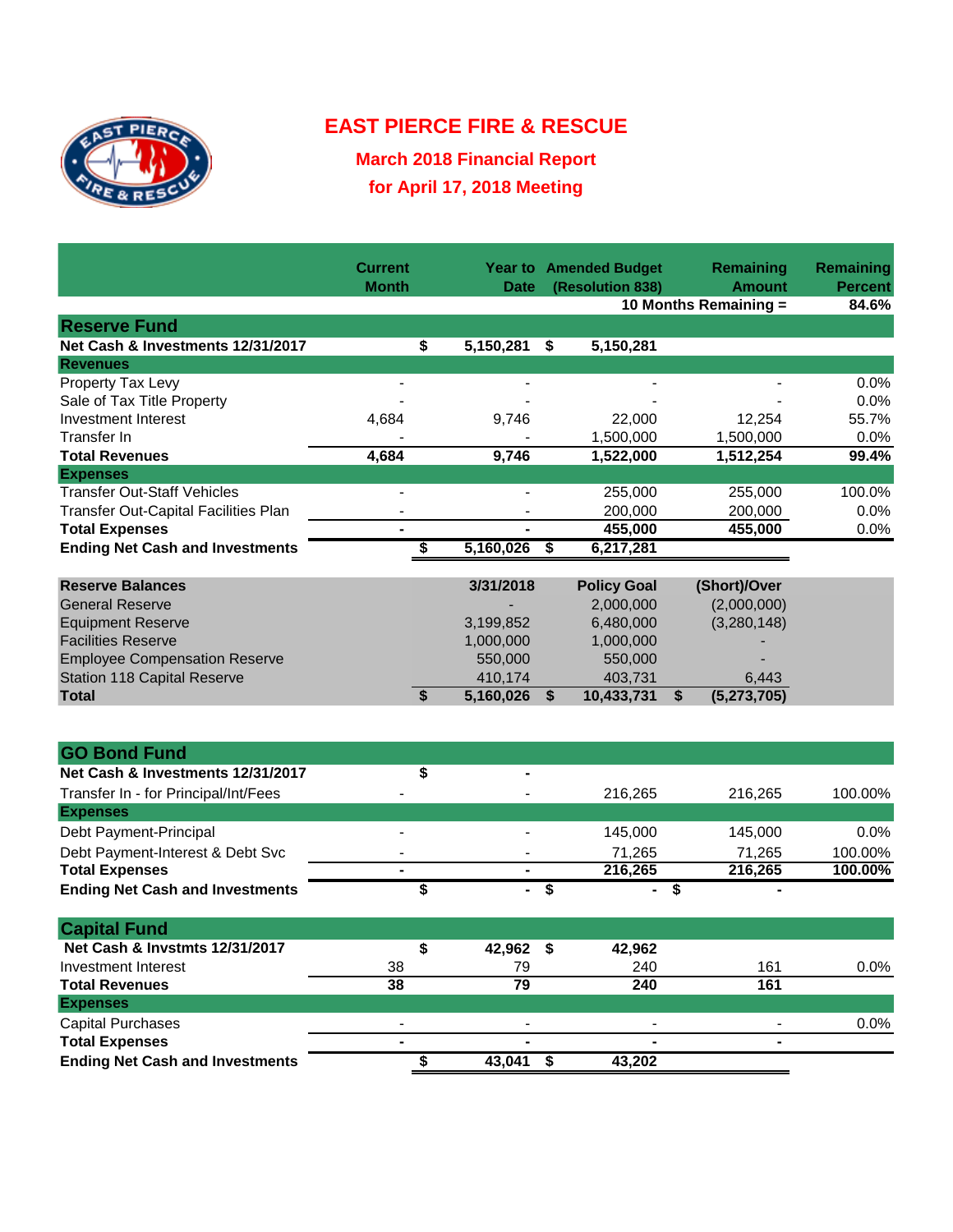# EAST PIERCE FIRE & RESCUE

## March 2018 Financial Report
## for April 17, 2018 Meeting

| | Current Month | Year to Date | Amended Budget (Resolution 838) | Remaining Amount | Remaining Percent |
|---|---|---|---|---|---|
| | | | | 10 Months Remaining = | 84.6% |
| **Reserve Fund** | | | | | |
| **Net Cash & Investments 12/31/2017** | | **$ 5,150,281** | **$ 5,150,281** | | |
| **Revenues** | | | | | |
| Property Tax Levy | - | - | - | - | 0.0% |
| Sale of Tax Title Property | - | - | - | - | 0.0% |
| Investment Interest | 4,684 | 9,746 | 22,000 | 12,254 | 55.7% |
| Transfer In | - | - | 1,500,000 | 1,500,000 | 0.0% |
| **Total Revenues** | **4,684** | **9,746** | **1,522,000** | **1,512,254** | **99.4%** |
| **Expenses** | | | | | |
| Transfer Out-Staff Vehicles | - | - | 255,000 | 255,000 | 100.0% |
| Transfer Out-Capital Facilities Plan | - | - | 200,000 | 200,000 | 0.0% |
| **Total Expenses** | **-** | **-** | **455,000** | **455,000** | 0.0% |
| **Ending Net Cash and Investments** | | **$ 5,160,026** | **$ 6,217,281** | | |

| Reserve Balances | 3/31/2018 | Policy Goal | (Short)/Over |
|---|---|---|---|
| General Reserve | - | 2,000,000 | (2,000,000) |
| Equipment Reserve | 3,199,852 | 6,480,000 | (3,280,148) |
| Facilities Reserve | 1,000,000 | 1,000,000 | - |
| Employee Compensation Reserve | 550,000 | 550,000 | - |
| Station 118 Capital Reserve | 410,174 | 403,731 | 6,443 |
| **Total** | **$ 5,160,026** | **$ 10,433,731** | **$ (5,273,705)** |

| | Current Month | Year to Date | Amended Budget (Resolution 838) | Remaining Amount | Remaining Percent |
|---|---|---|---|---|---|
| **GO Bond Fund** | | | | | |
| **Net Cash & Investments 12/31/2017** | | **$ -** | | | |
| Transfer In - for Principal/Int/Fees | - | - | 216,265 | 216,265 | 100.00% |
| **Expenses** | | | | | |
| Debt Payment-Principal | - | - | 145,000 | 145,000 | 0.0% |
| Debt Payment-Interest & Debt Svc | - | - | 71,265 | 71,265 | 100.00% |
| **Total Expenses** | **-** | **-** | **216,265** | **216,265** | **100.00%** |
| **Ending Net Cash and Investments** | | **$ -** | **$ -** | **$ -** | |

| | Current Month | Year to Date | Amended Budget (Resolution 838) | Remaining Amount | Remaining Percent |
|---|---|---|---|---|---|
| **Capital Fund** | | | | | |
| **Net Cash & Invstmts 12/31/2017** | | **$ 42,962** | **$ 42,962** | | |
| Investment Interest | 38 | 79 | 240 | 161 | 0.0% |
| **Total Revenues** | **38** | **79** | **240** | **161** | |
| **Expenses** | | | | | |
| Capital Purchases | - | - | - | - | 0.0% |
| **Total Expenses** | **-** | **-** | **-** | **-** | |
| **Ending Net Cash and Investments** | | **$ 43,041** | **$ 43,202** | | |